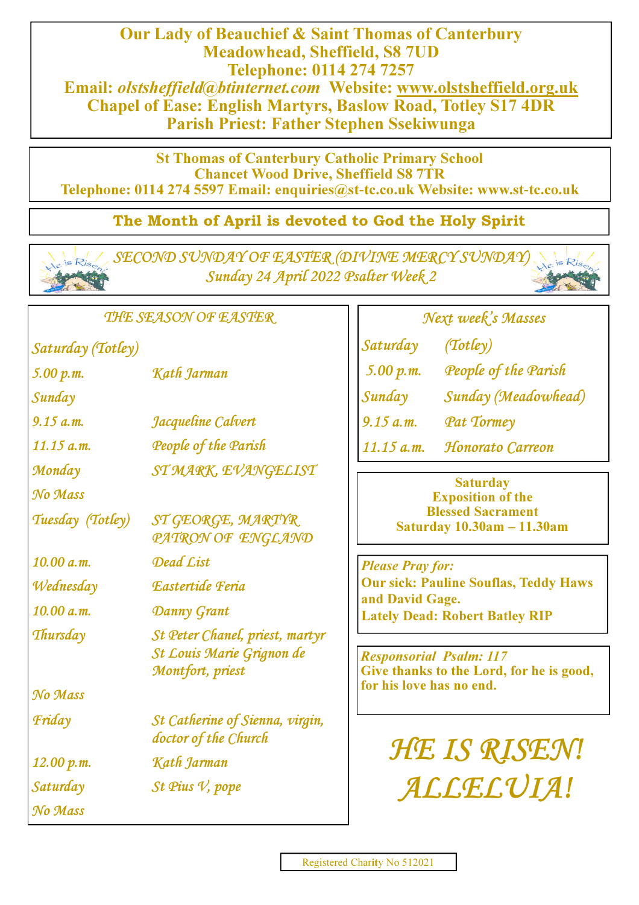**Our Lady of Beauchief & Saint Thomas of Canterbury**
**Meadowhead, Sheffield, S8 7UD**
**Telephone: 0114 274 7257**
**Email: *olstsheffield@btinternet.com* Website: www.olstsheffield.org.uk**
**Chapel of Ease: English Martyrs, Baslow Road, Totley S17 4DR**
**Parish Priest: Father Stephen Ssekiwunga**

**St Thomas of Canterbury Catholic Primary School**
**Chancet Wood Drive, Sheffield S8 7TR**
**Telephone: 0114 274 5597 Email: enquiries@st-tc.co.uk Website: www.st-tc.co.uk**

## The Month of April is devoted to God the Holy Spirit

## *SECOND SUNDAY OF EASTER (DIVINE MERCY SUNDAY)*
### *Sunday 24 April 2022 Psalter Week 2*

### *THE SEASON OF EASTER*

| | |
|---|---|
| *Saturday (Totley)* | |
| *5.00 p.m.* | *Kath Jarman* |
| *Sunday* | |
| *9.15 a.m.* | *Jacqueline Calvert* |
| *11.15 a.m.* | *People of the Parish* |
| *Monday* | *ST MARK, EVANGELIST* |
| *No Mass* | |
| *Tuesday (Totley)* | *ST GEORGE, MARTYR PATRON OF ENGLAND* |
| *10.00 a.m.* | *Dead List* |
| *Wednesday* | *Eastertide Feria* |
| *10.00 a.m.* | *Danny Grant* |
| *Thursday* | *St Peter Chanel, priest, martyr St Louis Marie Grignon de Montfort, priest* |
| *No Mass* | |
| *Friday* | *St Catherine of Sienna, virgin, doctor of the Church* |
| *12.00 p.m.* | *Kath Jarman* |
| *Saturday* | *St Pius V, pope* |
| *No Mass* | |

### *Next week's Masses*

| | |
|---|---|
| *Saturday* | *(Totley)* |
| *5.00 p.m.* | *People of the Parish* |
| *Sunday* | *Sunday (Meadowhead)* |
| *9.15 a.m.* | *Pat Tormey* |
| *11.15 a.m.* | *Honorato Carreon* |

**Saturday**
**Exposition of the Blessed Sacrament**
**Saturday 10.30am – 11.30am**

*Please Pray for:*
**Our sick: Pauline Souflas, Teddy Haws and David Gage.**
**Lately Dead: Robert Batley RIP**

*Responsorial Psalm: 117*
**Give thanks to the Lord, for he is good, for his love has no end.**

# *HE IS RISEN! ALLELUIA!*

Registered Charity No 512021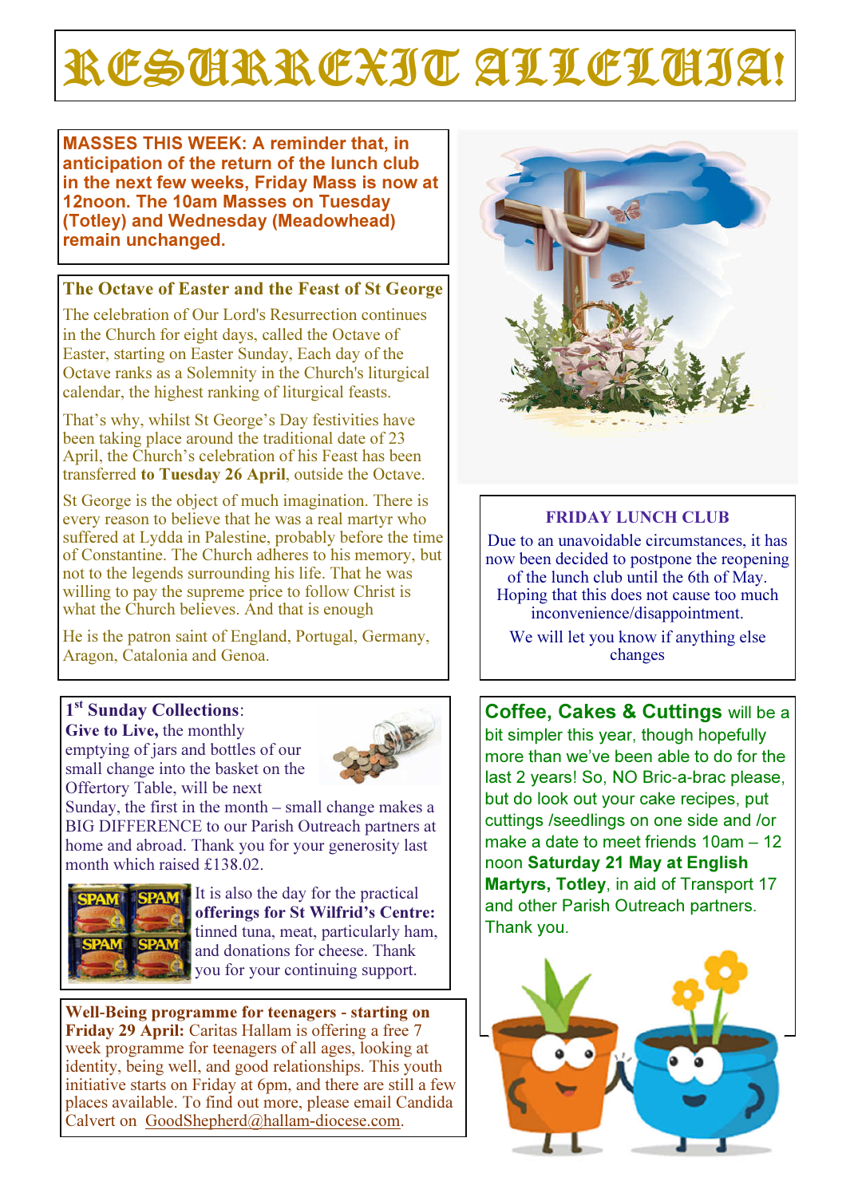# RESURREXIT ALLELUIA!

**MASSES THIS WEEK: A reminder that, in anticipation of the return of the lunch club in the next few weeks, Friday Mass is now at 12noon. The 10am Masses on Tuesday (Totley) and Wednesday (Meadowhead) remain unchanged.**

## The Octave of Easter and the Feast of St George

The celebration of Our Lord's Resurrection continues in the Church for eight days, called the Octave of Easter, starting on Easter Sunday, Each day of the Octave ranks as a Solemnity in the Church's liturgical calendar, the highest ranking of liturgical feasts.

That's why, whilst St George's Day festivities have been taking place around the traditional date of 23 April, the Church's celebration of his Feast has been transferred **to Tuesday 26 April**, outside the Octave.

St George is the object of much imagination. There is every reason to believe that he was a real martyr who suffered at Lydda in Palestine, probably before the time of Constantine. The Church adheres to his memory, but not to the legends surrounding his life. That he was willing to pay the supreme price to follow Christ is what the Church believes. And that is enough

He is the patron saint of England, Portugal, Germany, Aragon, Catalonia and Genoa.

## FRIDAY LUNCH CLUB

Due to an unavoidable circumstances, it has now been decided to postpone the reopening of the lunch club until the 6th of May. Hoping that this does not cause too much inconvenience/disappointment.

We will let you know if anything else changes

## 1st Sunday Collections:

**Give to Live,** the monthly emptying of jars and bottles of our small change into the basket on the Offertory Table, will be next Sunday, the first in the month – small change makes a BIG DIFFERENCE to our Parish Outreach partners at home and abroad. Thank you for your generosity last month which raised £138.02.

It is also the day for the practical **offerings for St Wilfrid's Centre:** tinned tuna, meat, particularly ham, and donations for cheese. Thank you for your continuing support.

**Coffee, Cakes & Cuttings** will be a bit simpler this year, though hopefully more than we've been able to do for the last 2 years! So, NO Bric-a-brac please, but do look out your cake recipes, put cuttings /seedlings on one side and /or make a date to meet friends 10am – 12 noon **Saturday 21 May at English Martyrs, Totley**, in aid of Transport 17 and other Parish Outreach partners. Thank you.

**Well-Being programme for teenagers - starting on Friday 29 April:** Caritas Hallam is offering a free 7 week programme for teenagers of all ages, looking at identity, being well, and good relationships. This youth initiative starts on Friday at 6pm, and there are still a few places available. To find out more, please email Candida Calvert on GoodShepherd@hallam-diocese.com.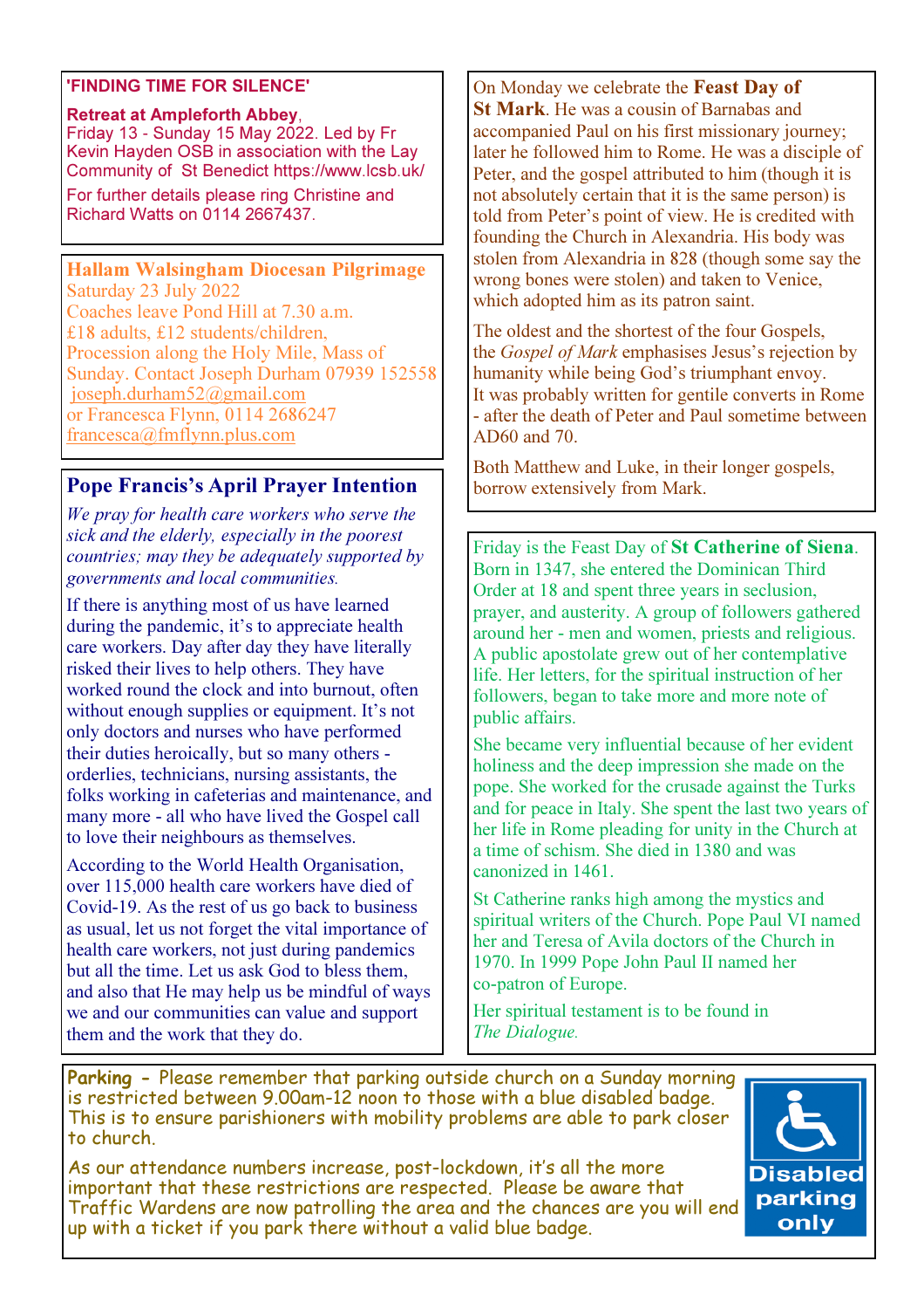## 'FINDING TIME FOR SILENCE'

**Retreat at Ampleforth Abbey**, Friday 13 - Sunday 15 May 2022. Led by Fr Kevin Hayden OSB in association with the Lay Community of St Benedict https://www.lcsb.uk/

For further details please ring Christine and Richard Watts on 0114 2667437.

## Hallam Walsingham Diocesan Pilgrimage

Saturday 23 July 2022
Coaches leave Pond Hill at 7.30 a.m.
£18 adults, £12 students/children,
Procession along the Holy Mile, Mass of Sunday. Contact Joseph Durham 07939 152558 joseph.durham52@gmail.com
or Francesca Flynn, 0114 2686247
francesca@fmflynn.plus.com

## Pope Francis's April Prayer Intention

*We pray for health care workers who serve the sick and the elderly, especially in the poorest countries; may they be adequately supported by governments and local communities.*

If there is anything most of us have learned during the pandemic, it's to appreciate health care workers. Day after day they have literally risked their lives to help others. They have worked round the clock and into burnout, often without enough supplies or equipment. It's not only doctors and nurses who have performed their duties heroically, but so many others - orderlies, technicians, nursing assistants, the folks working in cafeterias and maintenance, and many more - all who have lived the Gospel call to love their neighbours as themselves.

According to the World Health Organisation, over 115,000 health care workers have died of Covid-19. As the rest of us go back to business as usual, let us not forget the vital importance of health care workers, not just during pandemics but all the time. Let us ask God to bless them, and also that He may help us be mindful of ways we and our communities can value and support them and the work that they do.

On Monday we celebrate the **Feast Day of St Mark**. He was a cousin of Barnabas and accompanied Paul on his first missionary journey; later he followed him to Rome. He was a disciple of Peter, and the gospel attributed to him (though it is not absolutely certain that it is the same person) is told from Peter's point of view. He is credited with founding the Church in Alexandria. His body was stolen from Alexandria in 828 (though some say the wrong bones were stolen) and taken to Venice, which adopted him as its patron saint.

The oldest and the shortest of the four Gospels, the *Gospel of Mark* emphasises Jesus's rejection by humanity while being God's triumphant envoy. It was probably written for gentile converts in Rome - after the death of Peter and Paul sometime between AD60 and 70.

Both Matthew and Luke, in their longer gospels, borrow extensively from Mark.

Friday is the Feast Day of **St Catherine of Siena**. Born in 1347, she entered the Dominican Third Order at 18 and spent three years in seclusion, prayer, and austerity. A group of followers gathered around her - men and women, priests and religious. A public apostolate grew out of her contemplative life. Her letters, for the spiritual instruction of her followers, began to take more and more note of public affairs.

She became very influential because of her evident holiness and the deep impression she made on the pope. She worked for the crusade against the Turks and for peace in Italy. She spent the last two years of her life in Rome pleading for unity in the Church at a time of schism. She died in 1380 and was canonized in 1461.

St Catherine ranks high among the mystics and spiritual writers of the Church. Pope Paul VI named her and Teresa of Avila doctors of the Church in 1970. In 1999 Pope John Paul II named her co-patron of Europe.

Her spiritual testament is to be found in *The Dialogue.*

**Parking** - Please remember that parking outside church on a Sunday morning is restricted between 9.00am-12 noon to those with a blue disabled badge. This is to ensure parishioners with mobility problems are able to park closer to church.

As our attendance numbers increase, post-lockdown, it's all the more important that these restrictions are respected. Please be aware that Traffic Wardens are now patrolling the area and the chances are you will end up with a ticket if you park there without a valid blue badge.

Disabled parking only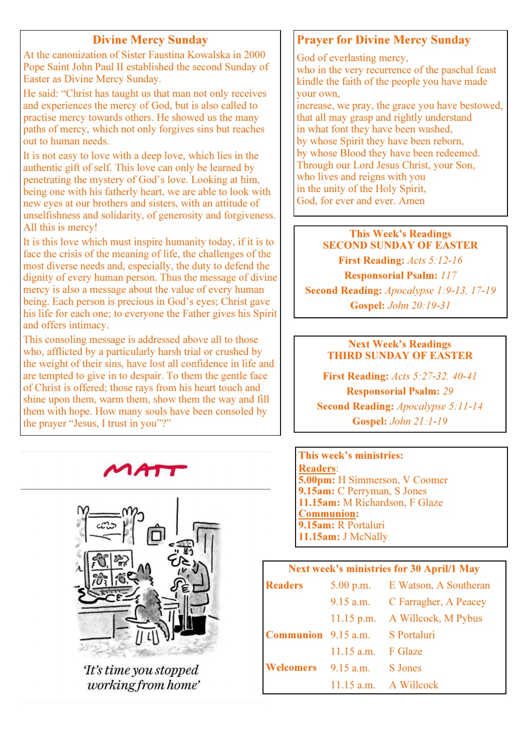## Divine Mercy Sunday

At the canonization of Sister Faustina Kowalska in 2000 Pope Saint John Paul II established the second Sunday of Easter as Divine Mercy Sunday.

He said: "Christ has taught us that man not only receives and experiences the mercy of God, but is also called to practise mercy towards others. He showed us the many paths of mercy, which not only forgives sins but reaches out to human needs.

It is not easy to love with a deep love, which lies in the authentic gift of self. This love can only be learned by penetrating the mystery of God's love. Looking at him, being one with his fatherly heart, we are able to look with new eyes at our brothers and sisters, with an attitude of unselfishness and solidarity, of generosity and forgiveness. All this is mercy!

It is this love which must inspire humanity today, if it is to face the crisis of the meaning of life, the challenges of the most diverse needs and, especially, the duty to defend the dignity of every human person. Thus the message of divine mercy is also a message about the value of every human being. Each person is precious in God's eyes; Christ gave his life for each one; to everyone the Father gives his Spirit and offers intimacy.

This consoling message is addressed above all to those who, afflicted by a particularly harsh trial or crushed by the weight of their sins, have lost all confidence in life and are tempted to give in to despair. To them the gentle face of Christ is offered; those rays from his heart touch and shine upon them, warm them, show them the way and fill them with hope. How many souls have been consoled by the prayer "Jesus, I trust in you"?"

MATT

*'It's time you stopped working from home'*

## Prayer for Divine Mercy Sunday

God of everlasting mercy,
who in the very recurrence of the paschal feast
kindle the faith of the people you have made your own,
increase, we pray, the grace you have bestowed,
that all may grasp and rightly understand
in what font they have been washed,
by whose Spirit they have been reborn,
by whose Blood they have been redeemed.
Through our Lord Jesus Christ, your Son,
who lives and reigns with you
in the unity of the Holy Spirit,
God, for ever and ever. Amen

### This Week's Readings
### SECOND SUNDAY OF EASTER

**First Reading:** *Acts 5:12-16*
**Responsorial Psalm:** *117*
**Second Reading:** *Apocalypse 1:9-13, 17-19*
**Gospel:** *John 20:19-31*

### Next Week's Readings
### THIRD SUNDAY OF EASTER

**First Reading:** *Acts 5:27-32. 40-41*
**Responsorial Psalm:** *29*
**Second Reading:** *Apocalypse 5:11-14*
**Gospel:** *John 21:1-19*

**This week's ministries:**

**Readers**:
**5.00pm:** H Simmerson, V Coomer
**9.15am:** C Perryman, S Jones
**11.15am:** M Richardson, F Glaze

**Communion:**
**9.15am:** R Portaluri
**11.15am:** J McNally

**Next week's ministries for 30 April/1 May**

| | | |
|---|---|---|
| **Readers** | 5.00 p.m. | E Watson, A Southeran |
| | 9.15 a.m. | C Farragher, A Peacey |
| | 11.15 p.m. | A Willcock, M Pybus |
| **Communion** | 9.15 a.m. | S Portaluri |
| | 11.15 a.m. | F Glaze |
| **Welcomers** | 9.15 a.m. | S Jones |
| | 11.15 a.m. | A Willcock |